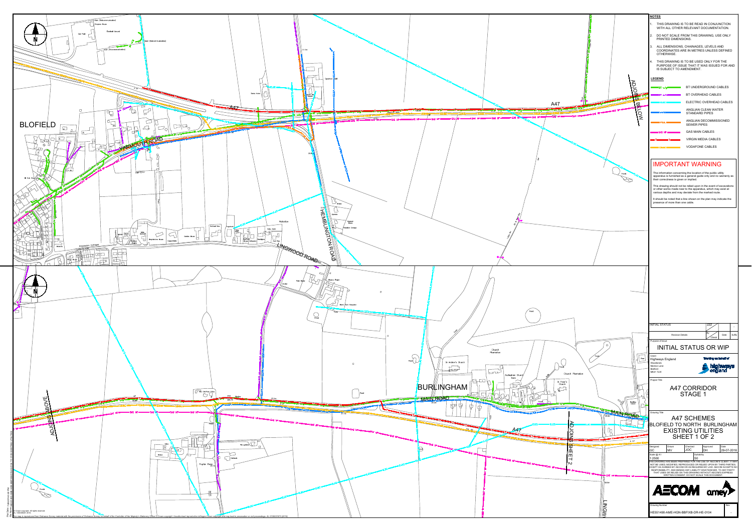## NOTES

1. THIS DRAWING IS TO BE READ IN CONJUNCTION WITH ALL OTHER RELEVANT DOCUMENTATION.
2. DO NOT SCALE FROM THIS DRAWING, USE ONLY PRINTED DIMENSIONS.
3. ALL DIMENSIONS, CHAINAGES, LEVELS AND COORDINATES ARE IN METRES UNLESS DEFINED OTHERWISE.
4. THIS DRAWING IS TO BE USED ONLY FOR THE PURPOSE OF ISSUE THAT IT WAS ISSUED FOR AND IS SUBJECT TO AMENDMENT.

## LEGEND

- BT UNDERGROUND CABLES
- BT OVERHEAD CABLES
- ELECTRIC OVERHEAD CABLES
- ANGLIAN CLEAN WATER STANDARD PIPES
- ANGLIAN DECOMMISSIONED SEWER PIPES
- GAS MAIN CABLES
- VIRGIN MEDIA CABLES
- VODAFONE CABLES

## IMPORTANT WARNING

The information concerning the location of the public utility apparatus is furnished as a general guide only and no warranty as their correctness is given or implied.

This drawing should not be relied upon in the event of excavations or other works made near to the apparatus, which may exist at various depths and may deviate from the marked route.

It should be noted that a line shown on the plan may indicate the presence of more than one cable.

BLOFIELD

YARMOUTH ROAD

A47

HEMBLINGTON ROAD

LINGWOOD ROAD

ADJOINS BELOW

ADJOINS ABOVE

BURLINGHAM

MAIN ROAD

ADJOINS SHEET 2

LINGWOOD

| INITIAL STATUS | ZZZ | | | - |
|---|---|---|---|---|
| Revision Details | By | Check | Date | Suffix |

Purpose of issue

# INITIAL STATUS OR WIP

Client
Highways England
Woodlands
Manton Lane
Bedford
MK41 7LW

Working on behalf of highways england

Project Title

# A47 CORRIDOR STAGE 1

Drawing Title

# A47 SCHEMES BLOFIELD TO NORTH BURLINGHAM EXISTING UTILITIES SHEET 1 OF 2

| Designed | Drawn | Checked | Approved | Date |
|---|---|---|---|---|
| GC | MV | JOC | DH | 29-07-2016 |

| Scale @ A1 | Suitability |
|---|---|
| 1:2500 | S0 |

THIS DRAWING HAS BEEN PREPARED FOR THE USE OF AECOM'S CLIENT. IT MAY NOT BE USED, MODIFIED, REPRODUCED OR RELIED UPON BY THIRD PARTIES, EXCEPT AS AGREED BY AECOM OR AS REQUIRED BY LAW. AECOM ACCEPTS NO RESPONSIBILITY, AND DENIES ANY LIABILITY WHATSOEVER, TO ANY PARTY THAT USES OR RELIES ON THIS DRAWING WITHOUT AECOM'S EXPRESS WRITTEN CONSENT. DO NOT SCALE THIS DOCUMENT.

AECOM amey

| Drawing Number | Rev |
|---|---|
| HE551490-AME-HGN-BBFIXB-DR-HE-0104 | - |

© Crown copyright. All rights reserved.

This map is reproduced from Ordnance Survey material with the permission of Ordnance Survey on behalf of the Controller of Her Majesty's Stationery Office © Crown copyright. Unauthorised reproduction infringes Crown copyright and may lead to prosecution or civil proceedings. AL 0100031673 (2016)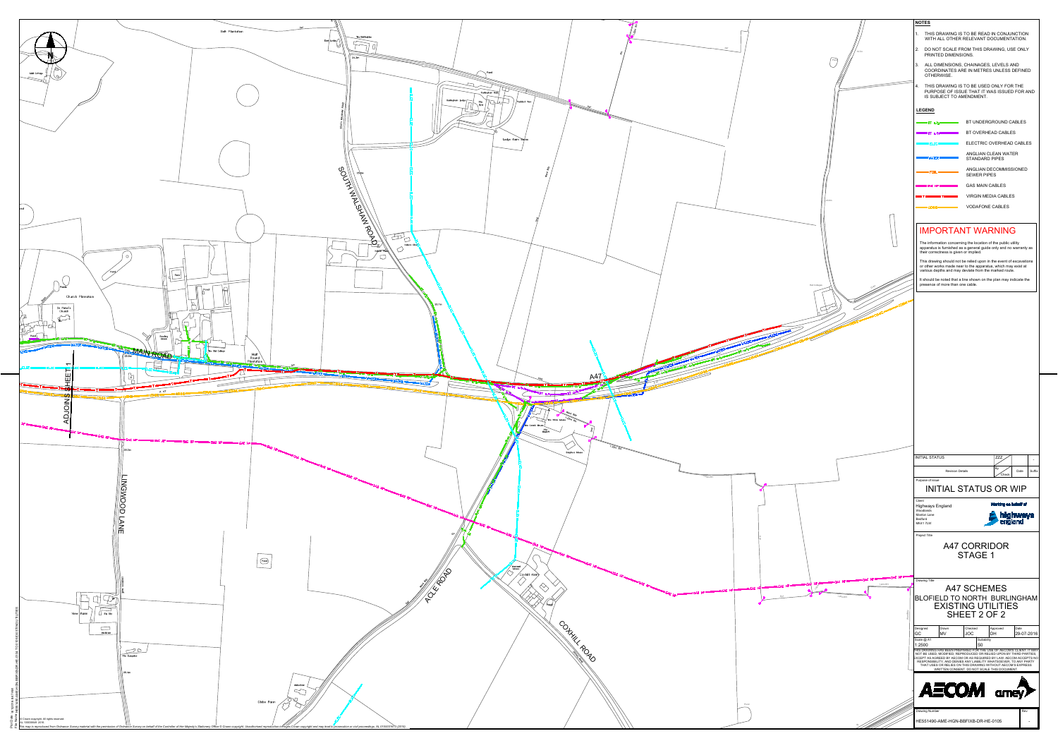## NOTES

1. THIS DRAWING IS TO BE READ IN CONJUNCTION WITH ALL OTHER RELEVANT DOCUMENTATION.
2. DO NOT SCALE FROM THIS DRAWING, USE ONLY PRINTED DIMENSIONS.
3. ALL DIMENSIONS, CHAINAGES, LEVELS AND COORDINATES ARE IN METRES UNLESS DEFINED OTHERWISE.
4. THIS DRAWING IS TO BE USED ONLY FOR THE PURPOSE OF ISSUE THAT IT WAS ISSUED FOR AND IS SUBJECT TO AMENDMENT.

## LEGEND

- BT UNDERGROUND CABLES
- BT OVERHEAD CABLES
- ELECTRIC OVERHEAD CABLES
- ANGLIAN CLEAN WATER STANDARD PIPES
- ANGLIAN DECOMMISSIONED SEWER PIPES
- GAS MAIN CABLES
- VIRGIN MEDIA CABLES
- VODAFONE CABLES

## IMPORTANT WARNING

The information concerning the location of the public utility apparatus is furnished as a general guide only and no warranty as their correctness is given or implied.

This drawing should not be relied upon in the event of excavations or other works made near to the apparatus, which may exist at various depths and may deviate from the marked route.

It should be noted that a line shown on the plan may indicate the presence of more than one cable.

| INITIAL STATUS | ZZZ | | | - |
|---|---|---|---|---|
| Revision Details | By | Check | Date | Suffix |

Purpose of issue

**INITIAL STATUS OR WIP**

Client

Highways England
Woodlands
Manton Lane
Bedford
MK41 7LW

Working on behalf of highways england

Project Title

**A47 CORRIDOR STAGE 1**

Drawing Title

**A47 SCHEMES
BLOFIELD TO NORTH BURLINGHAM
EXISTING UTILITIES
SHEET 2 OF 2**

| Designed | Drawn | Checked | Approved | Date |
|---|---|---|---|---|
| GC | MV | JOC | DH | 29-07-2016 |

| Scale @ A1 | Suitability |
|---|---|
| 1:2500 | S0 |

THIS DRAWING HAS BEEN PREPARED FOR THE USE OF AECOM'S CLIENT. IT MAY NOT BE USED, MODIFIED, REPRODUCED OR RELIED UPON BY THIRD PARTIES, EXCEPT AS AGREED BY AECOM OR AS REQUIRED BY LAW. AECOM ACCEPTS NO RESPONSIBILITY, AND DENIES ANY LIABILITY WHATSOEVER, TO ANY PARTY THAT USES OR RELIES ON THIS DRAWING WITHOUT AECOM'S EXPRESS WRITTEN CONSENT. DO NOT SCALE THIS DOCUMENT.

AECOM amey

| Drawing Number | Rev |
|---|---|
| HE551490-AME-HGN-BBFIXB-DR-HE-0105 | - |

SOUTH WALSHAW ROAD

MAIN ROAD

A47

LINGWOOD LANE

ACLE ROAD

COXHILL ROAD

ADJOINS SHEET 1

Church Plantation

St Peter's Church

Hall Round Plantation

Burlingham Lodge

Lodge Farm House

Coxhill Farm

New Farm

Glebe Farm

© Crown copyright. All rights reserved.

This map is reproduced from Ordnance Survey material with the permission of Ordnance Survey on behalf of the Controller of Her Majesty's Stationery Office © Crown copyright. Unauthorised reproduction infringes Crown copyright and may lead to prosecution or civil proceedings. AL 0100031673 (2016).